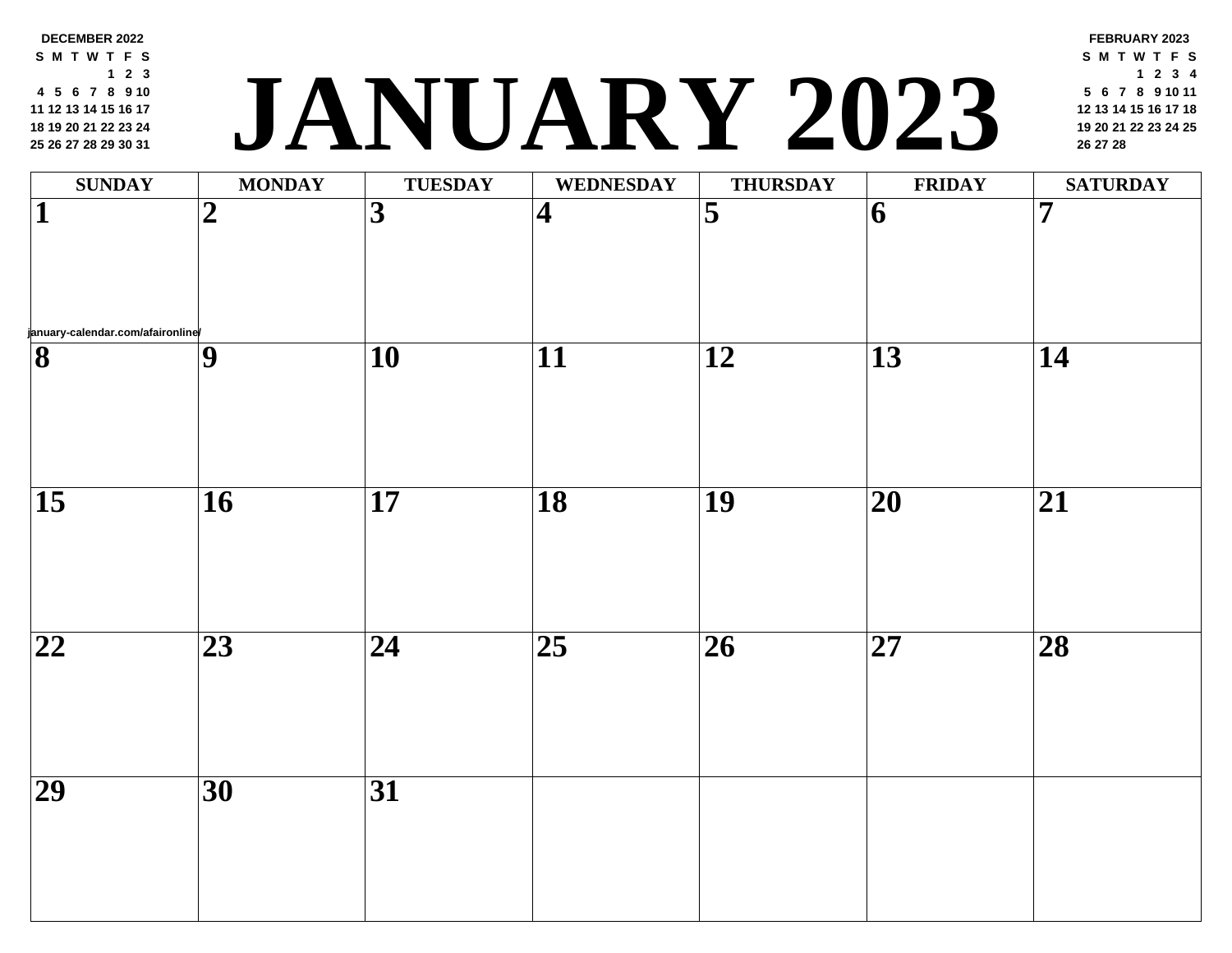# JANUARY 2023

**DECEMBER 2022**

| S | M | T | W | T | F | S |
|---|---|---|---|---|---|---|
| | | | | 1 | 2 | 3 |
| 4 | 5 | 6 | 7 | 8 | 9 | 10 |
| 11 | 12 | 13 | 14 | 15 | 16 | 17 |
| 18 | 19 | 20 | 21 | 22 | 23 | 24 |
| 25 | 26 | 27 | 28 | 29 | 30 | 31 |

**FEBRUARY 2023**

| S | M | T | W | T | F | S |
|---|---|---|---|---|---|---|
| | | | 1 | 2 | 3 | 4 |
| 5 | 6 | 7 | 8 | 9 | 10 | 11 |
| 12 | 13 | 14 | 15 | 16 | 17 | 18 |
| 19 | 20 | 21 | 22 | 23 | 24 | 25 |
| 26 | 27 | 28 | | | | |

| SUNDAY | MONDAY | TUESDAY | WEDNESDAY | THURSDAY | FRIDAY | SATURDAY |
|---|---|---|---|---|---|---|
| 1 | 2 | 3 | 4 | 5 | 6 | 7 |
| 8 | 9 | 10 | 11 | 12 | 13 | 14 |
| 15 | 16 | 17 | 18 | 19 | 20 | 21 |
| 22 | 23 | 24 | 25 | 26 | 27 | 28 |
| 29 | 30 | 31 | | | | |

january-calendar.com/afaironline/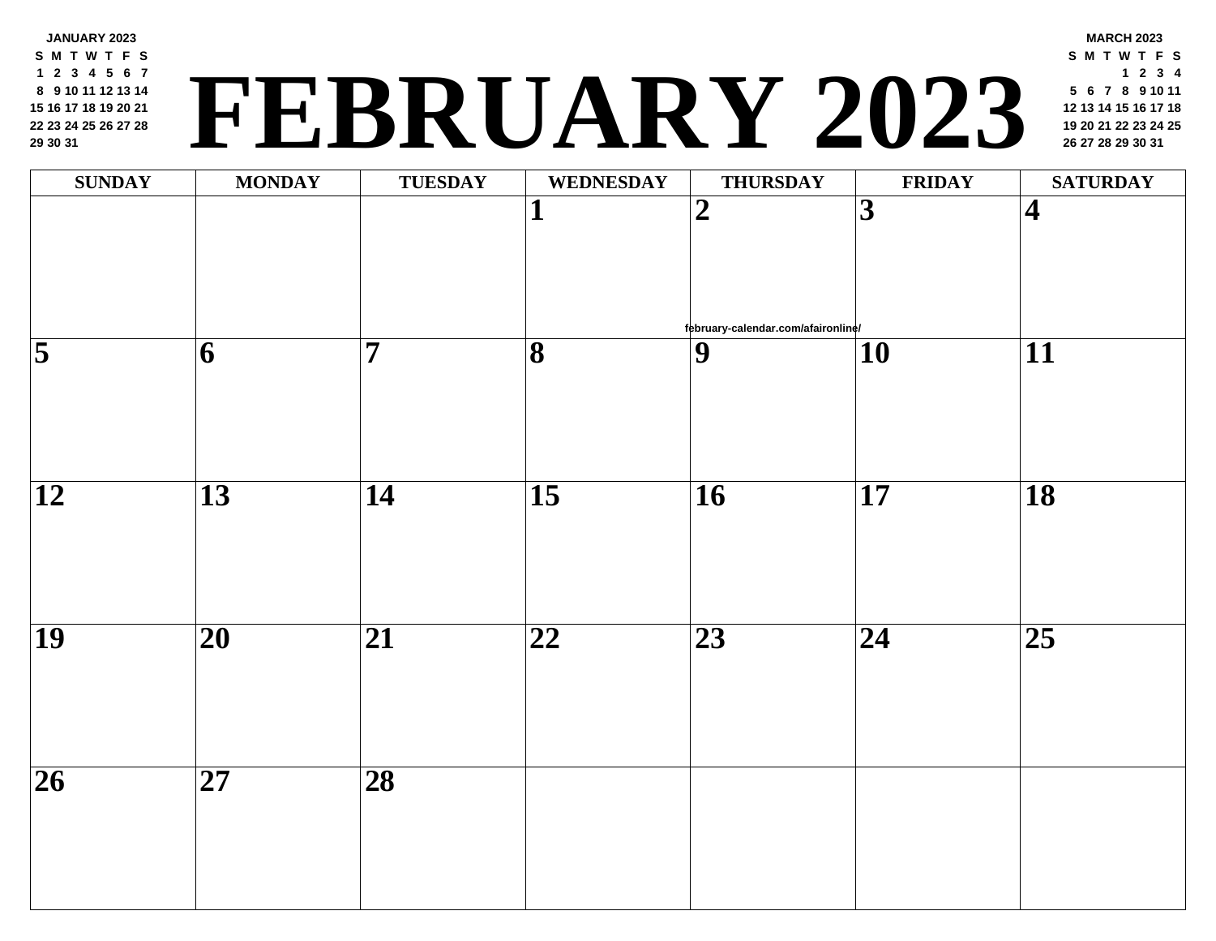**JANUARY 2023**

| S | M | T | W | T | F | S |
|---|---|---|---|---|---|---|
| 1 | 2 | 3 | 4 | 5 | 6 | 7 |
| 8 | 9 | 10 | 11 | 12 | 13 | 14 |
| 15 | 16 | 17 | 18 | 19 | 20 | 21 |
| 22 | 23 | 24 | 25 | 26 | 27 | 28 |
| 29 | 30 | 31 | | | | |

# FEBRUARY 2023

**MARCH 2023**

| S | M | T | W | T | F | S |
|---|---|---|---|---|---|---|
| | | | 1 | 2 | 3 | 4 |
| 5 | 6 | 7 | 8 | 9 | 10 | 11 |
| 12 | 13 | 14 | 15 | 16 | 17 | 18 |
| 19 | 20 | 21 | 22 | 23 | 24 | 25 |
| 26 | 27 | 28 | 29 | 30 | 31 | |

| SUNDAY | MONDAY | TUESDAY | WEDNESDAY | THURSDAY | FRIDAY | SATURDAY |
|---|---|---|---|---|---|---|
| | | | 1 | 2 | 3 | 4 |
| 5 | 6 | 7 | 8 | 9 | 10 | 11 |
| 12 | 13 | 14 | 15 | 16 | 17 | 18 |
| 19 | 20 | 21 | 22 | 23 | 24 | 25 |
| 26 | 27 | 28 | | | | |

february-calendar.com/afaironline/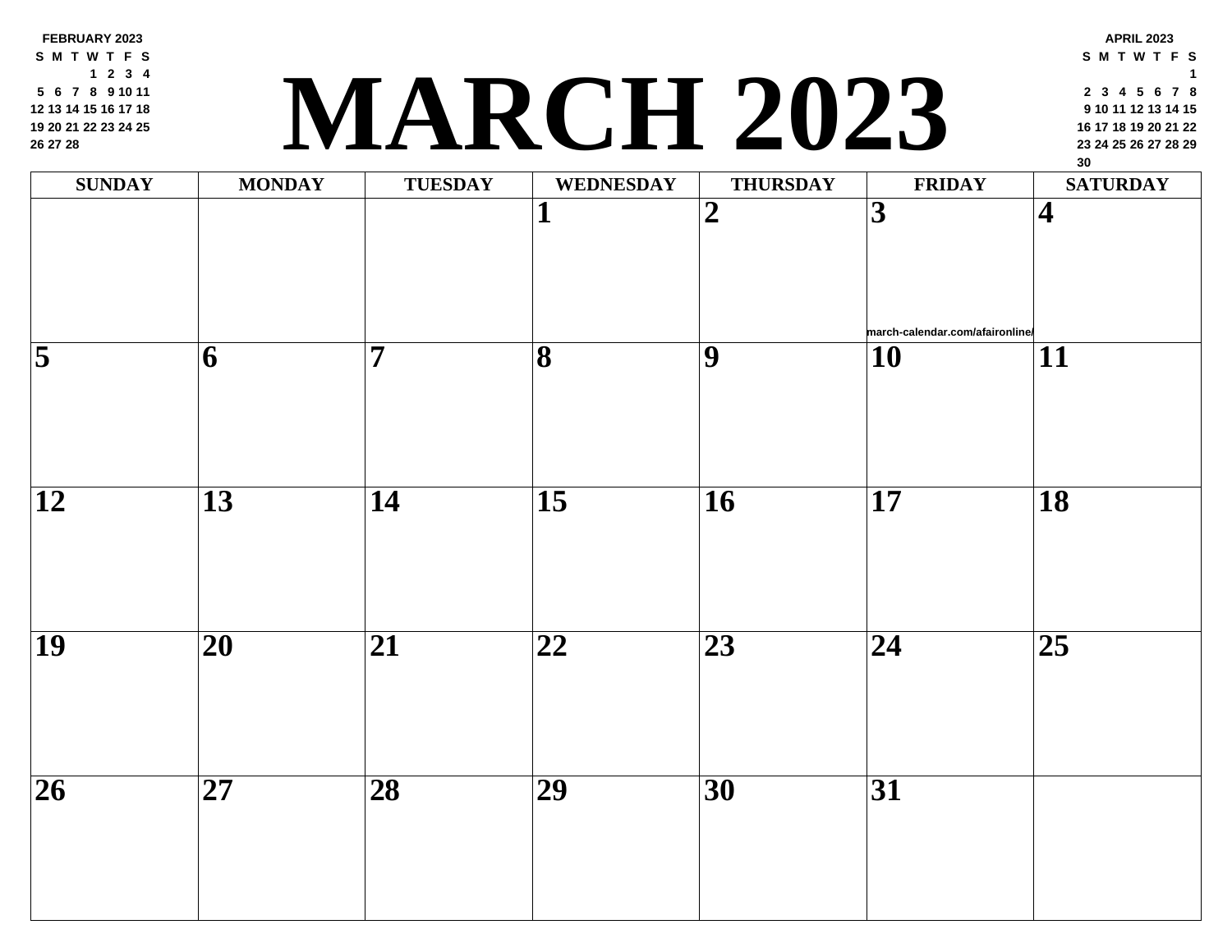# MARCH 2023

**FEBRUARY 2023**

| S | M | T | W | T | F | S |
|---|---|---|---|---|---|---|
| | | | 1 | 2 | 3 | 4 |
| 5 | 6 | 7 | 8 | 9 | 10 | 11 |
| 12 | 13 | 14 | 15 | 16 | 17 | 18 |
| 19 | 20 | 21 | 22 | 23 | 24 | 25 |
| 26 | 27 | 28 | | | | |

**APRIL 2023**

| S | M | T | W | T | F | S |
|---|---|---|---|---|---|---|
| | | | | | | 1 |
| 2 | 3 | 4 | 5 | 6 | 7 | 8 |
| 9 | 10 | 11 | 12 | 13 | 14 | 15 |
| 16 | 17 | 18 | 19 | 20 | 21 | 22 |
| 23 | 24 | 25 | 26 | 27 | 28 | 29 |
| 30 | | | | | | |

| SUNDAY | MONDAY | TUESDAY | WEDNESDAY | THURSDAY | FRIDAY | SATURDAY |
|---|---|---|---|---|---|---|
| | | | 1 | 2 | 3 march-calendar.com/afaironline/ | 4 |
| 5 | 6 | 7 | 8 | 9 | 10 | 11 |
| 12 | 13 | 14 | 15 | 16 | 17 | 18 |
| 19 | 20 | 21 | 22 | 23 | 24 | 25 |
| 26 | 27 | 28 | 29 | 30 | 31 | |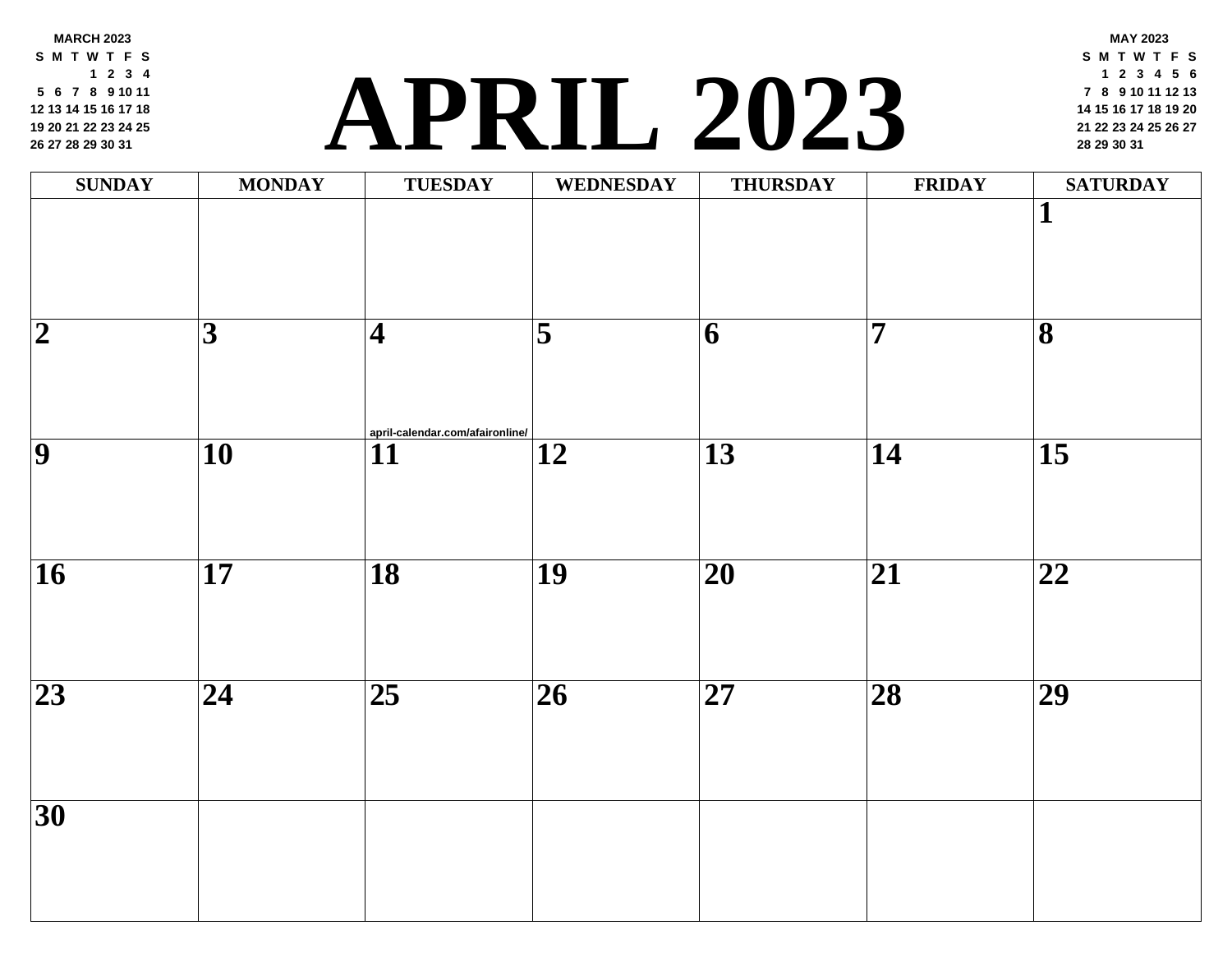MARCH 2023

| S | M | T | W | T | F | S |
|---|---|---|---|---|---|---|
| | | | 1 | 2 | 3 | 4 |
| 5 | 6 | 7 | 8 | 9 | 10 | 11 |
| 12 | 13 | 14 | 15 | 16 | 17 | 18 |
| 19 | 20 | 21 | 22 | 23 | 24 | 25 |
| 26 | 27 | 28 | 29 | 30 | 31 | |

# APRIL 2023

MAY 2023

| S | M | T | W | T | F | S |
|---|---|---|---|---|---|---|
| | 1 | 2 | 3 | 4 | 5 | 6 |
| 7 | 8 | 9 | 10 | 11 | 12 | 13 |
| 14 | 15 | 16 | 17 | 18 | 19 | 20 |
| 21 | 22 | 23 | 24 | 25 | 26 | 27 |
| 28 | 29 | 30 | 31 | | | |

| SUNDAY | MONDAY | TUESDAY | WEDNESDAY | THURSDAY | FRIDAY | SATURDAY |
|---|---|---|---|---|---|---|
| | | | | | | 1 |
| 2 | 3 | 4 april-calendar.com/afaironline/ | 5 | 6 | 7 | 8 |
| 9 | 10 | 11 | 12 | 13 | 14 | 15 |
| 16 | 17 | 18 | 19 | 20 | 21 | 22 |
| 23 | 24 | 25 | 26 | 27 | 28 | 29 |
| 30 | | | | | | |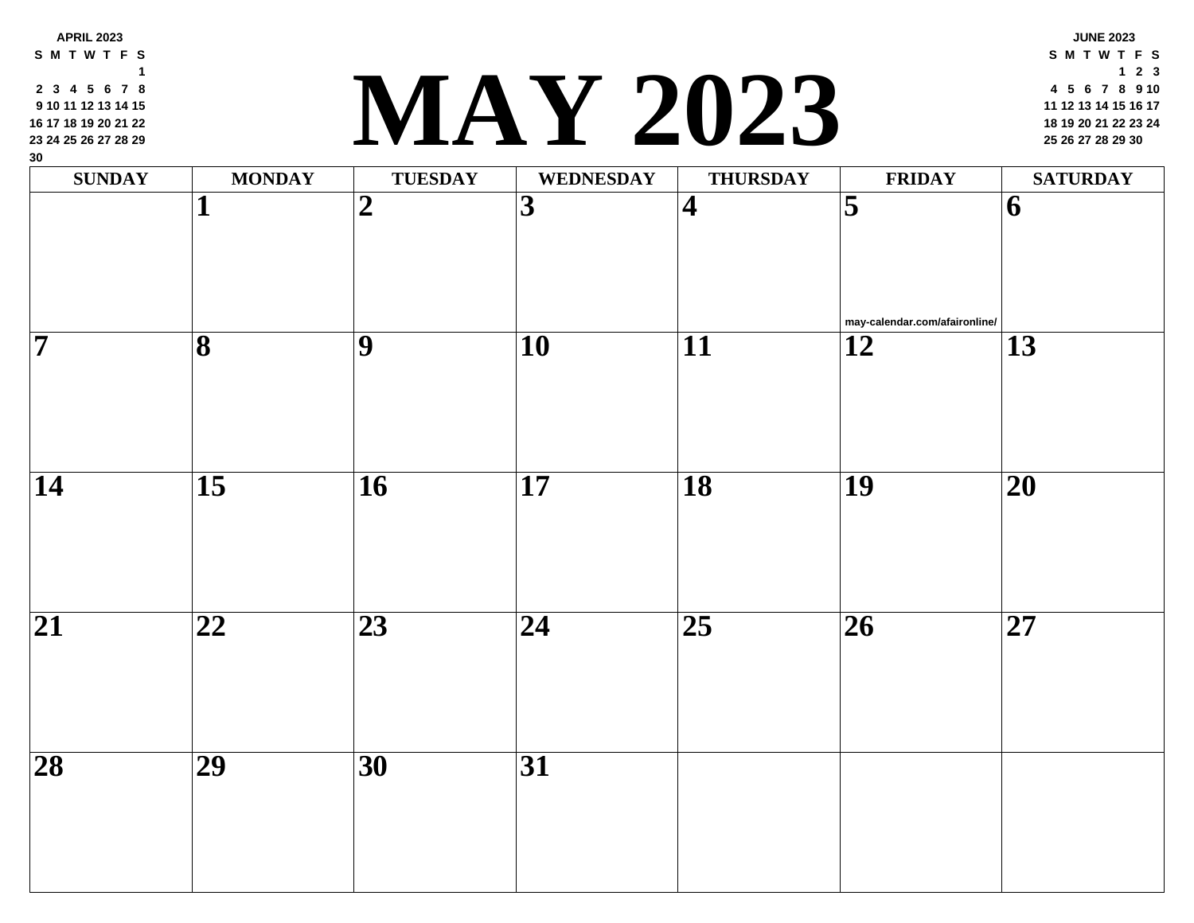# MAY 2023

**APRIL 2023**

| S | M | T | W | T | F | S |
|---|---|---|---|---|---|---|
| | | | | | | 1 |
| 2 | 3 | 4 | 5 | 6 | 7 | 8 |
| 9 | 10 | 11 | 12 | 13 | 14 | 15 |
| 16 | 17 | 18 | 19 | 20 | 21 | 22 |
| 23 | 24 | 25 | 26 | 27 | 28 | 29 |
| 30 | | | | | | |

**JUNE 2023**

| S | M | T | W | T | F | S |
|---|---|---|---|---|---|---|
| | | | | 1 | 2 | 3 |
| 4 | 5 | 6 | 7 | 8 | 9 | 10 |
| 11 | 12 | 13 | 14 | 15 | 16 | 17 |
| 18 | 19 | 20 | 21 | 22 | 23 | 24 |
| 25 | 26 | 27 | 28 | 29 | 30 | |

| SUNDAY | MONDAY | TUESDAY | WEDNESDAY | THURSDAY | FRIDAY | SATURDAY |
|---|---|---|---|---|---|---|
| | 1 | 2 | 3 | 4 | 5<br>may-calendar.com/afaironline/ | 6 |
| 7 | 8 | 9 | 10 | 11 | 12 | 13 |
| 14 | 15 | 16 | 17 | 18 | 19 | 20 |
| 21 | 22 | 23 | 24 | 25 | 26 | 27 |
| 28 | 29 | 30 | 31 | | | |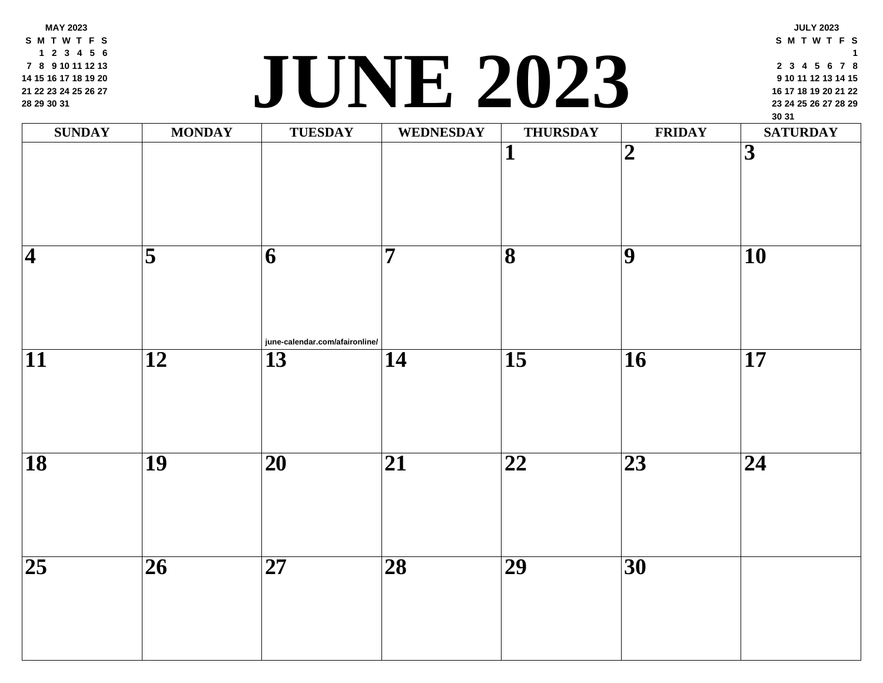MAY 2023

| S | M | T | W | T | F | S |
|---|---|---|---|---|---|---|
| | 1 | 2 | 3 | 4 | 5 | 6 |
| 7 | 8 | 9 | 10 | 11 | 12 | 13 |
| 14 | 15 | 16 | 17 | 18 | 19 | 20 |
| 21 | 22 | 23 | 24 | 25 | 26 | 27 |
| 28 | 29 | 30 | 31 | | | |

# JUNE 2023

JULY 2023

| S | M | T | W | T | F | S |
|---|---|---|---|---|---|---|
| | | | | | | 1 |
| 2 | 3 | 4 | 5 | 6 | 7 | 8 |
| 9 | 10 | 11 | 12 | 13 | 14 | 15 |
| 16 | 17 | 18 | 19 | 20 | 21 | 22 |
| 23 | 24 | 25 | 26 | 27 | 28 | 29 |
| 30 | 31 | | | | | |

| SUNDAY | MONDAY | TUESDAY | WEDNESDAY | THURSDAY | FRIDAY | SATURDAY |
|---|---|---|---|---|---|---|
| | | | | 1 | 2 | 3 |
| 4 | 5 | 6 june-calendar.com/afaironline/ | 7 | 8 | 9 | 10 |
| 11 | 12 | 13 | 14 | 15 | 16 | 17 |
| 18 | 19 | 20 | 21 | 22 | 23 | 24 |
| 25 | 26 | 27 | 28 | 29 | 30 | |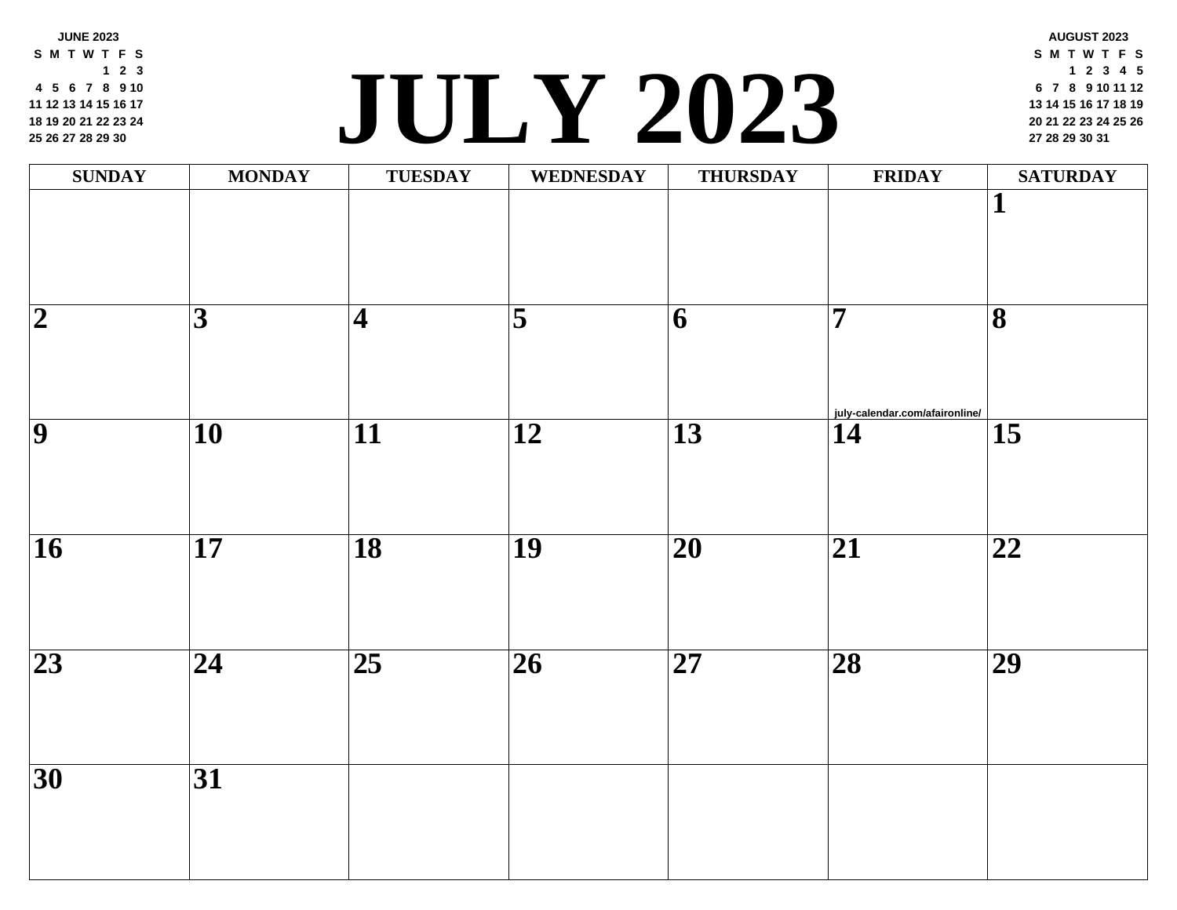# JULY 2023

**JUNE 2023**

| S | M | T | W | T | F | S |
|---|---|---|---|---|---|---|
| | | | | 1 | 2 | 3 |
| 4 | 5 | 6 | 7 | 8 | 9 | 10 |
| 11 | 12 | 13 | 14 | 15 | 16 | 17 |
| 18 | 19 | 20 | 21 | 22 | 23 | 24 |
| 25 | 26 | 27 | 28 | 29 | 30 | |

**AUGUST 2023**

| S | M | T | W | T | F | S |
|---|---|---|---|---|---|---|
| | | 1 | 2 | 3 | 4 | 5 |
| 6 | 7 | 8 | 9 | 10 | 11 | 12 |
| 13 | 14 | 15 | 16 | 17 | 18 | 19 |
| 20 | 21 | 22 | 23 | 24 | 25 | 26 |
| 27 | 28 | 29 | 30 | 31 | | |

| SUNDAY | MONDAY | TUESDAY | WEDNESDAY | THURSDAY | FRIDAY | SATURDAY |
|---|---|---|---|---|---|---|
| | | | | | | **1** |
| **2** | **3** | **4** | **5** | **6** | **7** july-calendar.com/afaironline/ | **8** |
| **9** | **10** | **11** | **12** | **13** | **14** | **15** |
| **16** | **17** | **18** | **19** | **20** | **21** | **22** |
| **23** | **24** | **25** | **26** | **27** | **28** | **29** |
| **30** | **31** | | | | | |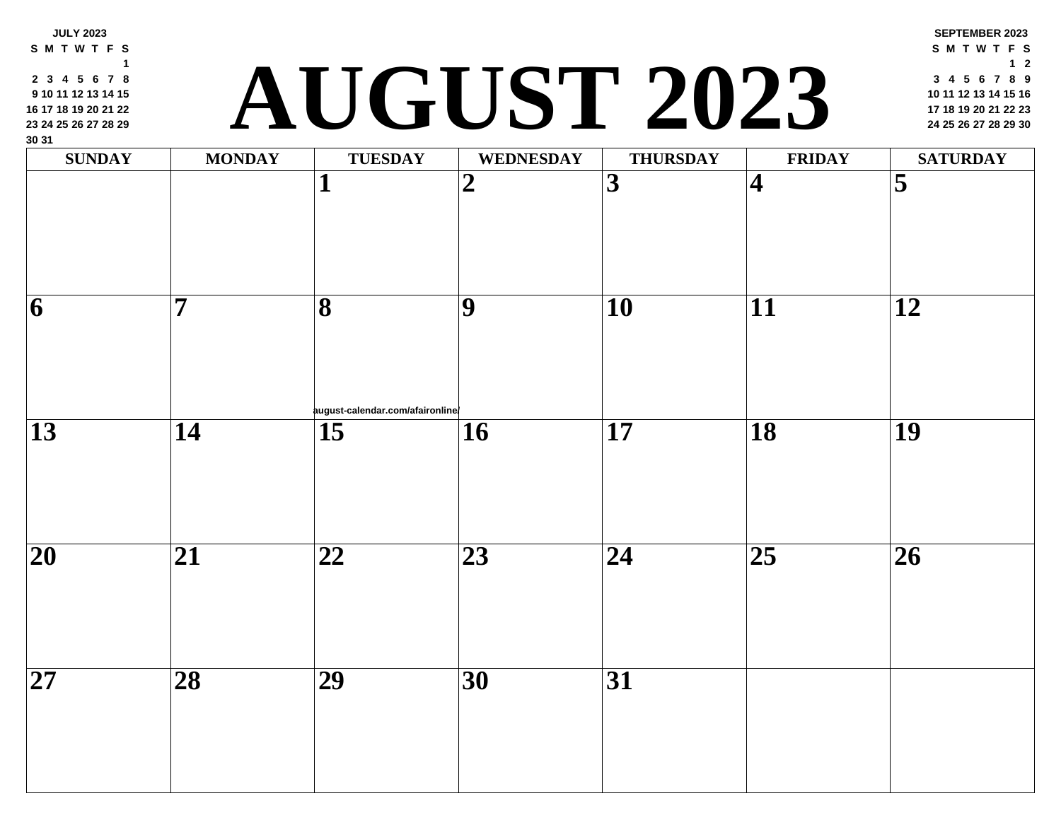# AUGUST 2023

**JULY 2023**

| S | M | T | W | T | F | S |
|---|---|---|---|---|---|---|
| | | | | | | 1 |
| 2 | 3 | 4 | 5 | 6 | 7 | 8 |
| 9 | 10 | 11 | 12 | 13 | 14 | 15 |
| 16 | 17 | 18 | 19 | 20 | 21 | 22 |
| 23 | 24 | 25 | 26 | 27 | 28 | 29 |
| 30 | 31 | | | | | |

**SEPTEMBER 2023**

| S | M | T | W | T | F | S |
|---|---|---|---|---|---|---|
| | | | | | 1 | 2 |
| 3 | 4 | 5 | 6 | 7 | 8 | 9 |
| 10 | 11 | 12 | 13 | 14 | 15 | 16 |
| 17 | 18 | 19 | 20 | 21 | 22 | 23 |
| 24 | 25 | 26 | 27 | 28 | 29 | 30 |

| SUNDAY | MONDAY | TUESDAY | WEDNESDAY | THURSDAY | FRIDAY | SATURDAY |
|---|---|---|---|---|---|---|
| | | 1 | 2 | 3 | 4 | 5 |
| 6 | 7 | 8 | 9 | 10 | 11 | 12 |
| 13 | 14 | 15 | 16 | 17 | 18 | 19 |
| 20 | 21 | 22 | 23 | 24 | 25 | 26 |
| 27 | 28 | 29 | 30 | 31 | | |

august-calendar.com/afaironline/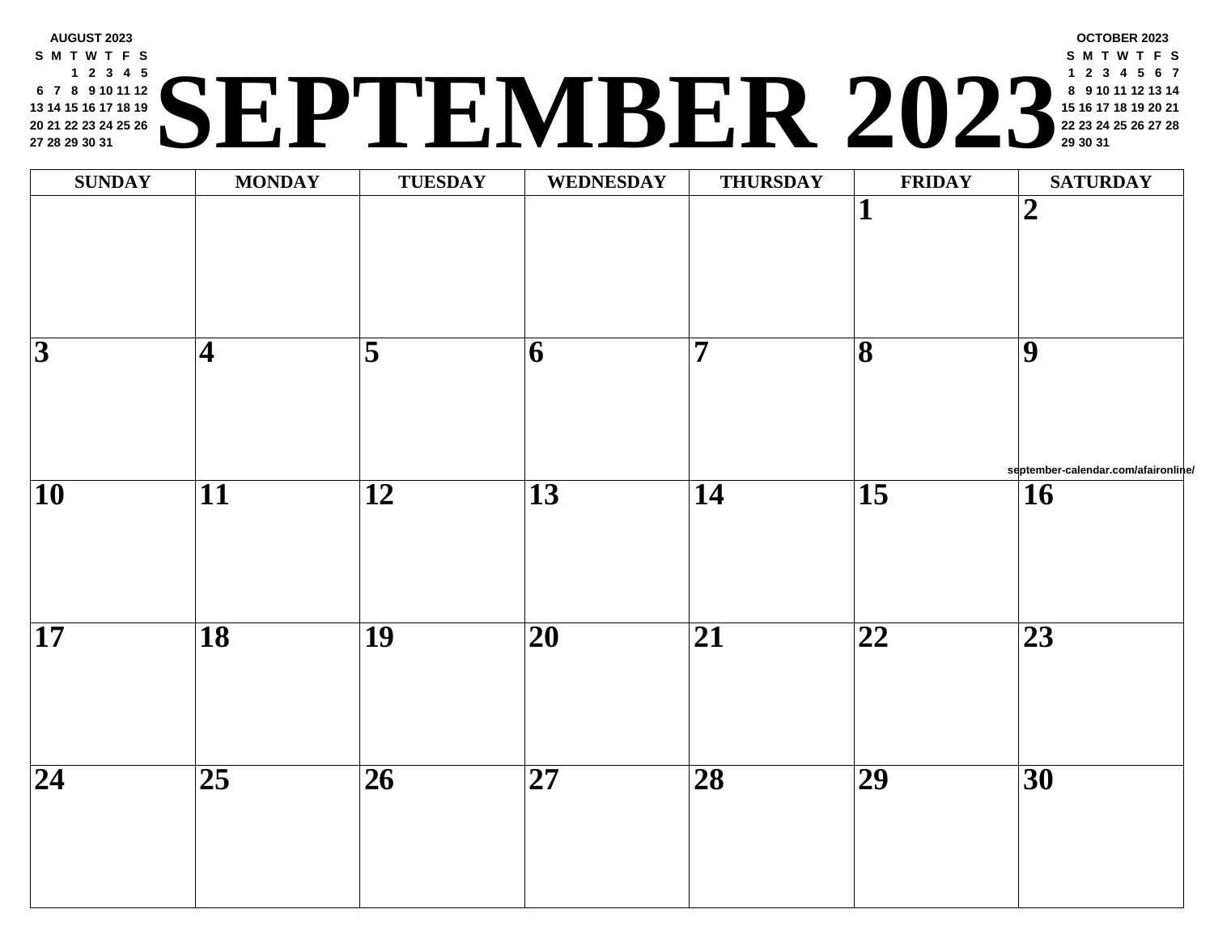**AUGUST 2023**

| S | M | T | W | T | F | S |
|---|---|---|---|---|---|---|
| | | 1 | 2 | 3 | 4 | 5 |
| 6 | 7 | 8 | 9 | 10 | 11 | 12 |
| 13 | 14 | 15 | 16 | 17 | 18 | 19 |
| 20 | 21 | 22 | 23 | 24 | 25 | 26 |
| 27 | 28 | 29 | 30 | 31 | | |

# SEPTEMBER 2023

**OCTOBER 2023**

| S | M | T | W | T | F | S |
|---|---|---|---|---|---|---|
| 1 | 2 | 3 | 4 | 5 | 6 | 7 |
| 8 | 9 | 10 | 11 | 12 | 13 | 14 |
| 15 | 16 | 17 | 18 | 19 | 20 | 21 |
| 22 | 23 | 24 | 25 | 26 | 27 | 28 |
| 29 | 30 | 31 | | | | |

| SUNDAY | MONDAY | TUESDAY | WEDNESDAY | THURSDAY | FRIDAY | SATURDAY |
|---|---|---|---|---|---|---|
| | | | | | 1 | 2 |
| 3 | 4 | 5 | 6 | 7 | 8 | 9 |
| 10 | 11 | 12 | 13 | 14 | 15 | 16 |
| 17 | 18 | 19 | 20 | 21 | 22 | 23 |
| 24 | 25 | 26 | 27 | 28 | 29 | 30 |

september-calendar.com/afaironline/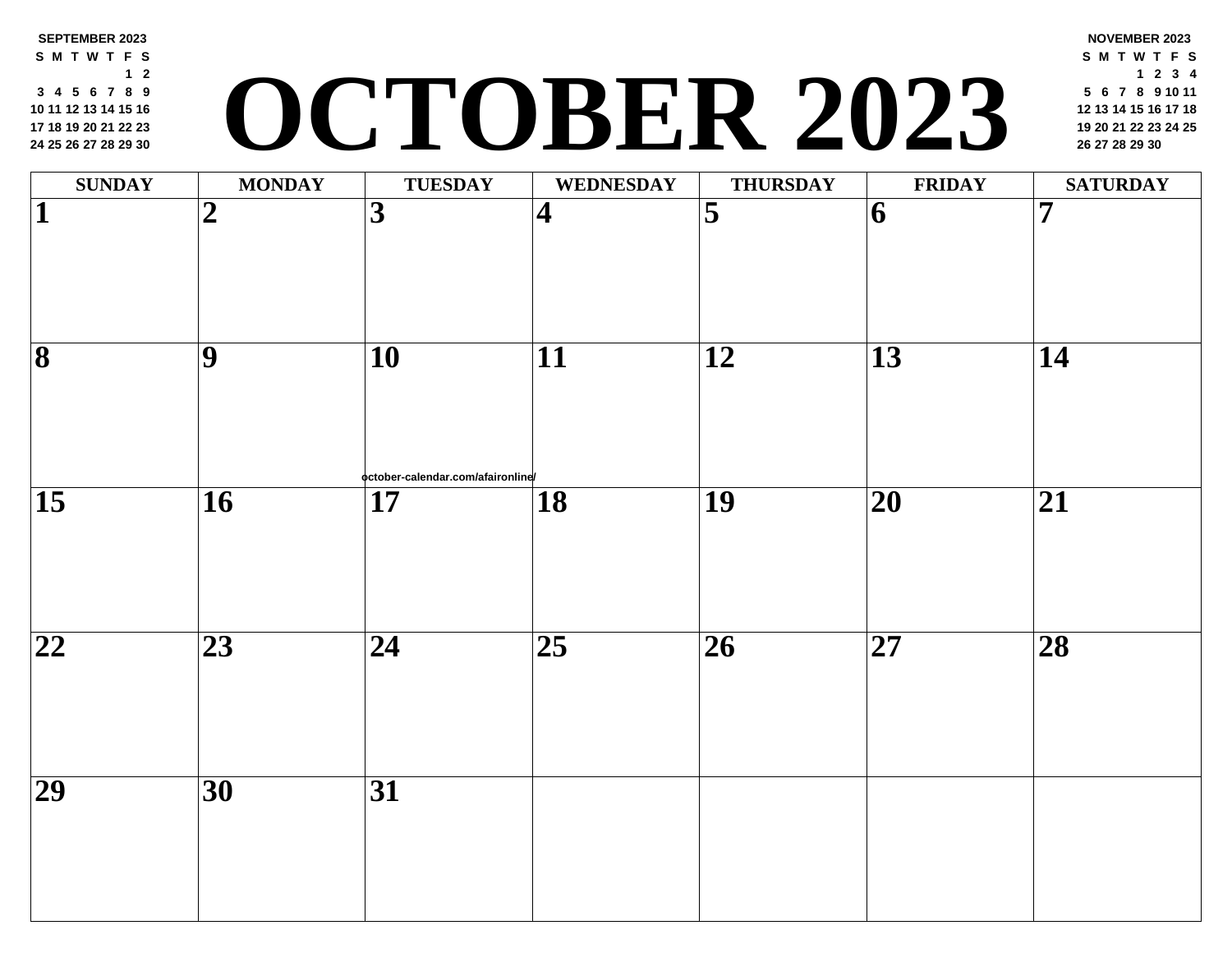# OCTOBER 2023

**SEPTEMBER 2023**

| S | M | T | W | T | F | S |
|---|---|---|---|---|---|---|
| | | | | | 1 | 2 |
| 3 | 4 | 5 | 6 | 7 | 8 | 9 |
| 10 | 11 | 12 | 13 | 14 | 15 | 16 |
| 17 | 18 | 19 | 20 | 21 | 22 | 23 |
| 24 | 25 | 26 | 27 | 28 | 29 | 30 |

**NOVEMBER 2023**

| S | M | T | W | T | F | S |
|---|---|---|---|---|---|---|
| | | | 1 | 2 | 3 | 4 |
| 5 | 6 | 7 | 8 | 9 | 10 | 11 |
| 12 | 13 | 14 | 15 | 16 | 17 | 18 |
| 19 | 20 | 21 | 22 | 23 | 24 | 25 |
| 26 | 27 | 28 | 29 | 30 | | |

| SUNDAY | MONDAY | TUESDAY | WEDNESDAY | THURSDAY | FRIDAY | SATURDAY |
|---|---|---|---|---|---|---|
| 1 | 2 | 3 | 4 | 5 | 6 | 7 |
| 8 | 9 | 10 | 11 | 12 | 13 | 14 |
| 15 | 16 | 17 | 18 | 19 | 20 | 21 |
| 22 | 23 | 24 | 25 | 26 | 27 | 28 |
| 29 | 30 | 31 | | | | |

october-calendar.com/afaironline/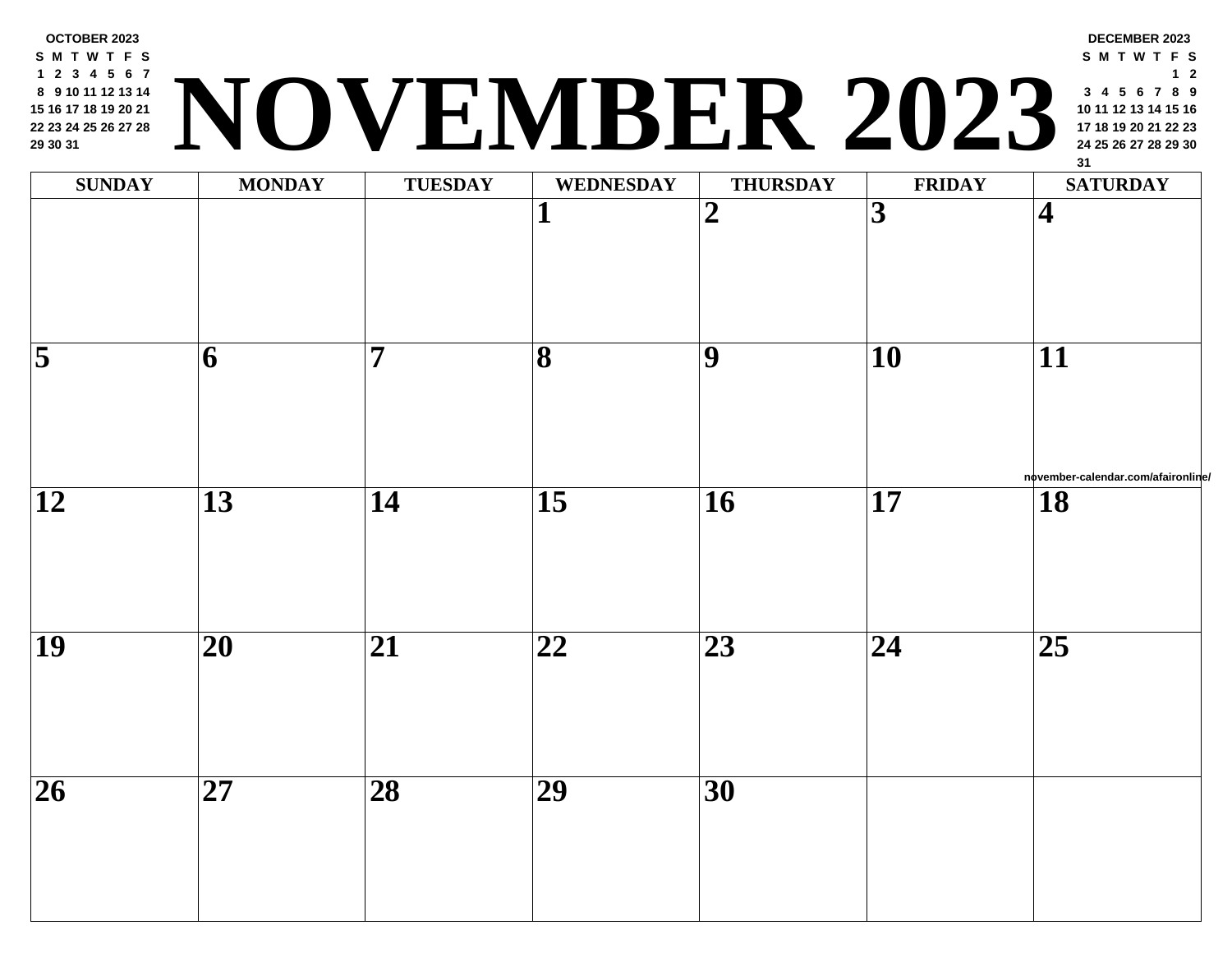# NOVEMBER 2023

**OCTOBER 2023**

| S | M | T | W | T | F | S |
|---|---|---|---|---|---|---|
| 1 | 2 | 3 | 4 | 5 | 6 | 7 |
| 8 | 9 | 10 | 11 | 12 | 13 | 14 |
| 15 | 16 | 17 | 18 | 19 | 20 | 21 |
| 22 | 23 | 24 | 25 | 26 | 27 | 28 |
| 29 | 30 | 31 | | | | |

**DECEMBER 2023**

| S | M | T | W | T | F | S |
|---|---|---|---|---|---|---|
| | | | | | 1 | 2 |
| 3 | 4 | 5 | 6 | 7 | 8 | 9 |
| 10 | 11 | 12 | 13 | 14 | 15 | 16 |
| 17 | 18 | 19 | 20 | 21 | 22 | 23 |
| 24 | 25 | 26 | 27 | 28 | 29 | 30 |
| 31 | | | | | | |

| SUNDAY | MONDAY | TUESDAY | WEDNESDAY | THURSDAY | FRIDAY | SATURDAY |
|---|---|---|---|---|---|---|
| | | | 1 | 2 | 3 | 4 |
| 5 | 6 | 7 | 8 | 9 | 10 | 11 |
| 12 | 13 | 14 | 15 | 16 | 17 | 18 |
| 19 | 20 | 21 | 22 | 23 | 24 | 25 |
| 26 | 27 | 28 | 29 | 30 | | |

november-calendar.com/afaironline/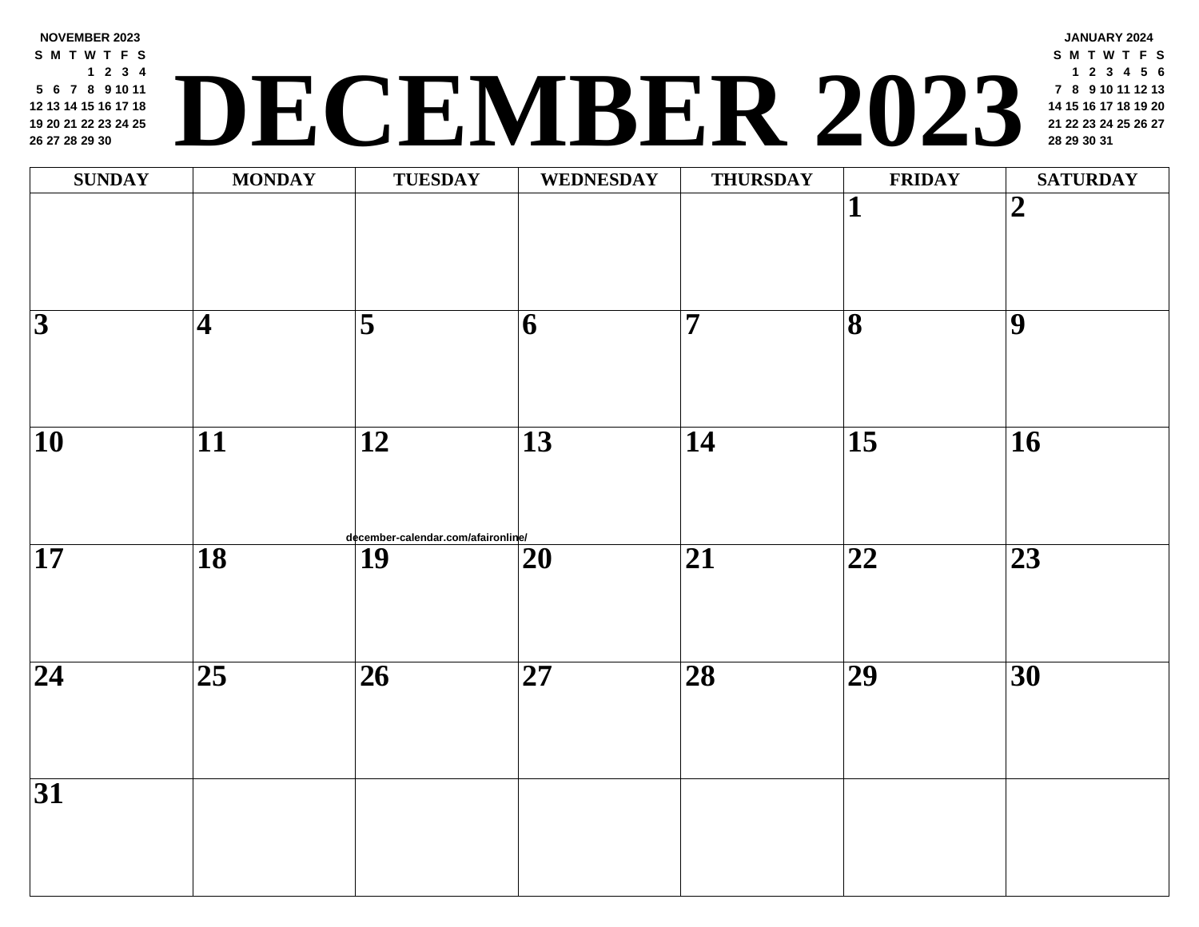NOVEMBER 2023

| S | M | T | W | T | F | S |
|---|---|---|---|---|---|---|
| | | | 1 | 2 | 3 | 4 |
| 5 | 6 | 7 | 8 | 9 | 10 | 11 |
| 12 | 13 | 14 | 15 | 16 | 17 | 18 |
| 19 | 20 | 21 | 22 | 23 | 24 | 25 |
| 26 | 27 | 28 | 29 | 30 | | |

# DECEMBER 2023

JANUARY 2024

| S | M | T | W | T | F | S |
|---|---|---|---|---|---|---|
| | 1 | 2 | 3 | 4 | 5 | 6 |
| 7 | 8 | 9 | 10 | 11 | 12 | 13 |
| 14 | 15 | 16 | 17 | 18 | 19 | 20 |
| 21 | 22 | 23 | 24 | 25 | 26 | 27 |
| 28 | 29 | 30 | 31 | | | |

| SUNDAY | MONDAY | TUESDAY | WEDNESDAY | THURSDAY | FRIDAY | SATURDAY |
|---|---|---|---|---|---|---|
| | | | | | 1 | 2 |
| 3 | 4 | 5 | 6 | 7 | 8 | 9 |
| 10 | 11 | 12 | 13 | 14 | 15 | 16 |
| 17 | 18 | 19 | 20 | 21 | 22 | 23 |
| 24 | 25 | 26 | 27 | 28 | 29 | 30 |
| 31 | | | | | | |

december-calendar.com/afaironline/